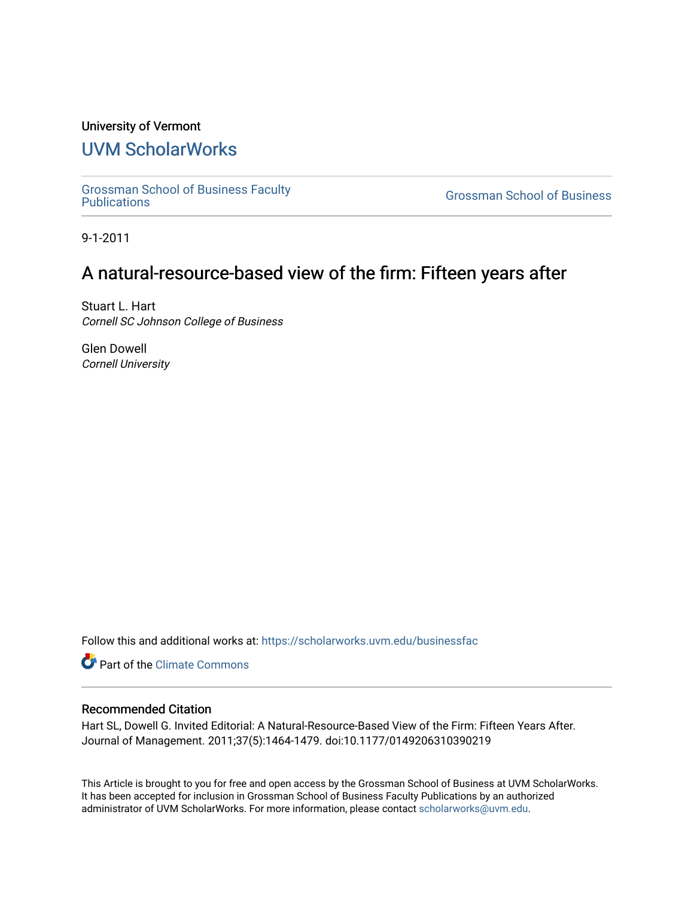University of Vermont

# UVM ScholarWorks

Grossman School of Business Faculty Publications

Grossman School of Business

9-1-2011

# A natural-resource-based view of the firm: Fifteen years after

Stuart L. Hart
*Cornell SC Johnson College of Business*

Glen Dowell
*Cornell University*

Follow this and additional works at: https://scholarworks.uvm.edu/businessfac

Part of the Climate Commons

## Recommended Citation

Hart SL, Dowell G. Invited Editorial: A Natural-Resource-Based View of the Firm: Fifteen Years After. Journal of Management. 2011;37(5):1464-1479. doi:10.1177/0149206310390219

This Article is brought to you for free and open access by the Grossman School of Business at UVM ScholarWorks. It has been accepted for inclusion in Grossman School of Business Faculty Publications by an authorized administrator of UVM ScholarWorks. For more information, please contact scholarworks@uvm.edu.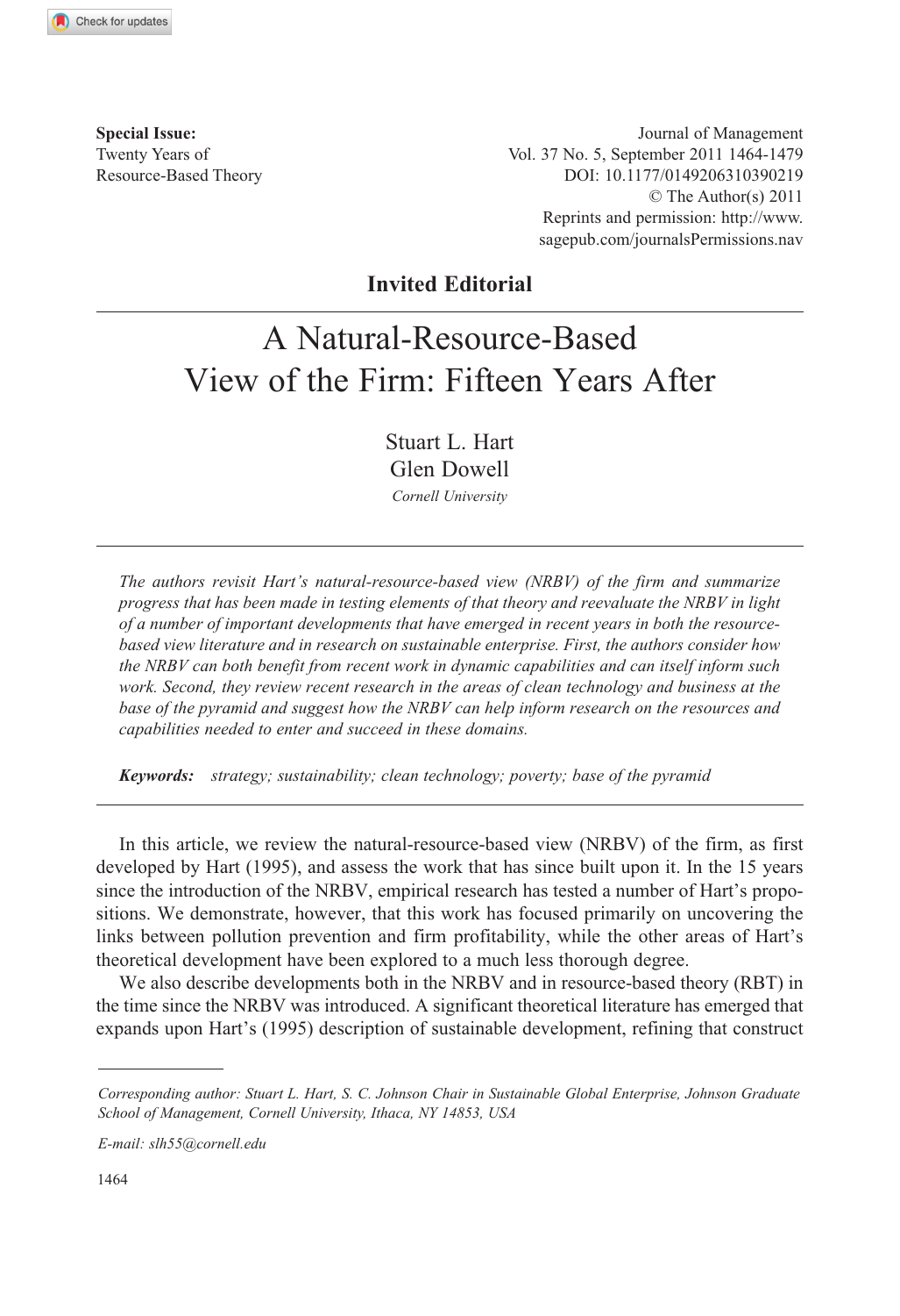**Special Issue:**
Twenty Years of
Resource-Based Theory

Journal of Management
Vol. 37 No. 5, September 2011 1464-1479
DOI: 10.1177/0149206310390219
© The Author(s) 2011
Reprints and permission: http://www.sagepub.com/journalsPermissions.nav

**Invited Editorial**

# A Natural-Resource-Based View of the Firm: Fifteen Years After

Stuart L. Hart
Glen Dowell
*Cornell University*

*The authors revisit Hart's natural-resource-based view (NRBV) of the firm and summarize progress that has been made in testing elements of that theory and reevaluate the NRBV in light of a number of important developments that have emerged in recent years in both the resource-based view literature and in research on sustainable enterprise. First, the authors consider how the NRBV can both benefit from recent work in dynamic capabilities and can itself inform such work. Second, they review recent research in the areas of clean technology and business at the base of the pyramid and suggest how the NRBV can help inform research on the resources and capabilities needed to enter and succeed in these domains.*

***Keywords:*** *strategy; sustainability; clean technology; poverty; base of the pyramid*

In this article, we review the natural-resource-based view (NRBV) of the firm, as first developed by Hart (1995), and assess the work that has since built upon it. In the 15 years since the introduction of the NRBV, empirical research has tested a number of Hart's propositions. We demonstrate, however, that this work has focused primarily on uncovering the links between pollution prevention and firm profitability, while the other areas of Hart's theoretical development have been explored to a much less thorough degree.

We also describe developments both in the NRBV and in resource-based theory (RBT) in the time since the NRBV was introduced. A significant theoretical literature has emerged that expands upon Hart's (1995) description of sustainable development, refining that construct

*Corresponding author: Stuart L. Hart, S. C. Johnson Chair in Sustainable Global Enterprise, Johnson Graduate School of Management, Cornell University, Ithaca, NY 14853, USA*

*E-mail: slh55@cornell.edu*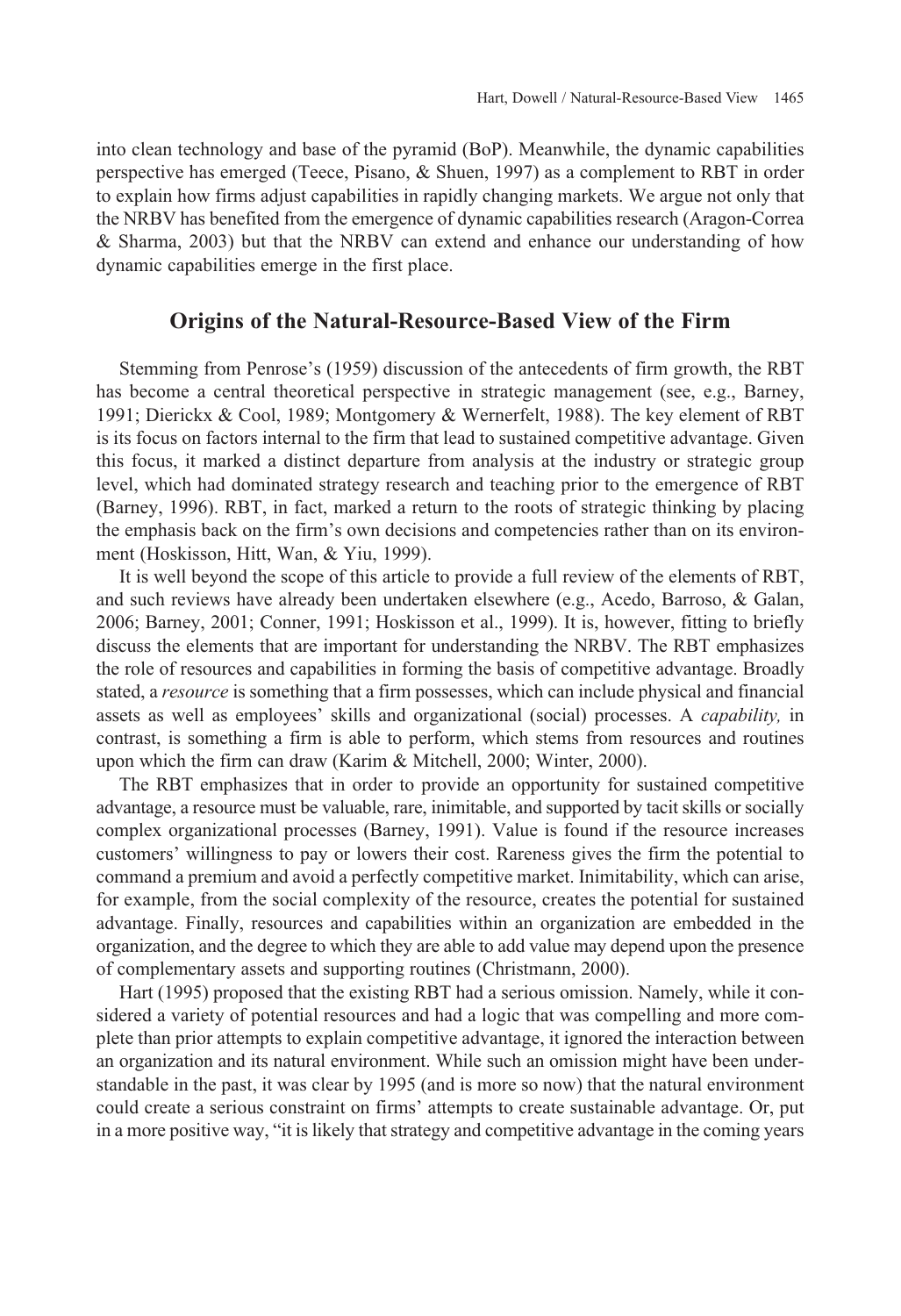into clean technology and base of the pyramid (BoP). Meanwhile, the dynamic capabilities perspective has emerged (Teece, Pisano, & Shuen, 1997) as a complement to RBT in order to explain how firms adjust capabilities in rapidly changing markets. We argue not only that the NRBV has benefited from the emergence of dynamic capabilities research (Aragon-Correa & Sharma, 2003) but that the NRBV can extend and enhance our understanding of how dynamic capabilities emerge in the first place.

## Origins of the Natural-Resource-Based View of the Firm

Stemming from Penrose's (1959) discussion of the antecedents of firm growth, the RBT has become a central theoretical perspective in strategic management (see, e.g., Barney, 1991; Dierickx & Cool, 1989; Montgomery & Wernerfelt, 1988). The key element of RBT is its focus on factors internal to the firm that lead to sustained competitive advantage. Given this focus, it marked a distinct departure from analysis at the industry or strategic group level, which had dominated strategy research and teaching prior to the emergence of RBT (Barney, 1996). RBT, in fact, marked a return to the roots of strategic thinking by placing the emphasis back on the firm's own decisions and competencies rather than on its environment (Hoskisson, Hitt, Wan, & Yiu, 1999).

It is well beyond the scope of this article to provide a full review of the elements of RBT, and such reviews have already been undertaken elsewhere (e.g., Acedo, Barroso, & Galan, 2006; Barney, 2001; Conner, 1991; Hoskisson et al., 1999). It is, however, fitting to briefly discuss the elements that are important for understanding the NRBV. The RBT emphasizes the role of resources and capabilities in forming the basis of competitive advantage. Broadly stated, a *resource* is something that a firm possesses, which can include physical and financial assets as well as employees' skills and organizational (social) processes. A *capability,* in contrast, is something a firm is able to perform, which stems from resources and routines upon which the firm can draw (Karim & Mitchell, 2000; Winter, 2000).

The RBT emphasizes that in order to provide an opportunity for sustained competitive advantage, a resource must be valuable, rare, inimitable, and supported by tacit skills or socially complex organizational processes (Barney, 1991). Value is found if the resource increases customers' willingness to pay or lowers their cost. Rareness gives the firm the potential to command a premium and avoid a perfectly competitive market. Inimitability, which can arise, for example, from the social complexity of the resource, creates the potential for sustained advantage. Finally, resources and capabilities within an organization are embedded in the organization, and the degree to which they are able to add value may depend upon the presence of complementary assets and supporting routines (Christmann, 2000).

Hart (1995) proposed that the existing RBT had a serious omission. Namely, while it considered a variety of potential resources and had a logic that was compelling and more complete than prior attempts to explain competitive advantage, it ignored the interaction between an organization and its natural environment. While such an omission might have been understandable in the past, it was clear by 1995 (and is more so now) that the natural environment could create a serious constraint on firms' attempts to create sustainable advantage. Or, put in a more positive way, "it is likely that strategy and competitive advantage in the coming years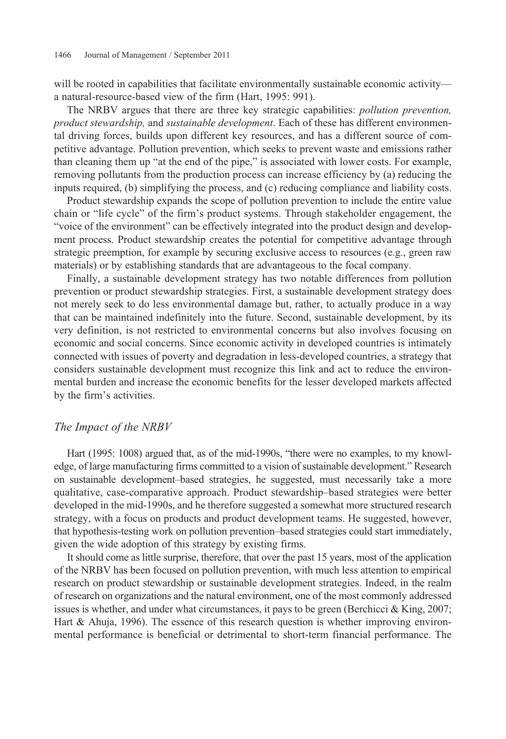will be rooted in capabilities that facilitate environmentally sustainable economic activity—a natural-resource-based view of the firm (Hart, 1995: 991).

The NRBV argues that there are three key strategic capabilities: *pollution prevention, product stewardship,* and *sustainable development*. Each of these has different environmental driving forces, builds upon different key resources, and has a different source of competitive advantage. Pollution prevention, which seeks to prevent waste and emissions rather than cleaning them up "at the end of the pipe," is associated with lower costs. For example, removing pollutants from the production process can increase efficiency by (a) reducing the inputs required, (b) simplifying the process, and (c) reducing compliance and liability costs.

Product stewardship expands the scope of pollution prevention to include the entire value chain or "life cycle" of the firm's product systems. Through stakeholder engagement, the "voice of the environment" can be effectively integrated into the product design and development process. Product stewardship creates the potential for competitive advantage through strategic preemption, for example by securing exclusive access to resources (e.g., green raw materials) or by establishing standards that are advantageous to the focal company.

Finally, a sustainable development strategy has two notable differences from pollution prevention or product stewardship strategies. First, a sustainable development strategy does not merely seek to do less environmental damage but, rather, to actually produce in a way that can be maintained indefinitely into the future. Second, sustainable development, by its very definition, is not restricted to environmental concerns but also involves focusing on economic and social concerns. Since economic activity in developed countries is intimately connected with issues of poverty and degradation in less-developed countries, a strategy that considers sustainable development must recognize this link and act to reduce the environmental burden and increase the economic benefits for the lesser developed markets affected by the firm's activities.

## *The Impact of the NRBV*

Hart (1995: 1008) argued that, as of the mid-1990s, "there were no examples, to my knowledge, of large manufacturing firms committed to a vision of sustainable development." Research on sustainable development–based strategies, he suggested, must necessarily take a more qualitative, case-comparative approach. Product stewardship–based strategies were better developed in the mid-1990s, and he therefore suggested a somewhat more structured research strategy, with a focus on products and product development teams. He suggested, however, that hypothesis-testing work on pollution prevention–based strategies could start immediately, given the wide adoption of this strategy by existing firms.

It should come as little surprise, therefore, that over the past 15 years, most of the application of the NRBV has been focused on pollution prevention, with much less attention to empirical research on product stewardship or sustainable development strategies. Indeed, in the realm of research on organizations and the natural environment, one of the most commonly addressed issues is whether, and under what circumstances, it pays to be green (Berchicci & King, 2007; Hart & Ahuja, 1996). The essence of this research question is whether improving environmental performance is beneficial or detrimental to short-term financial performance. The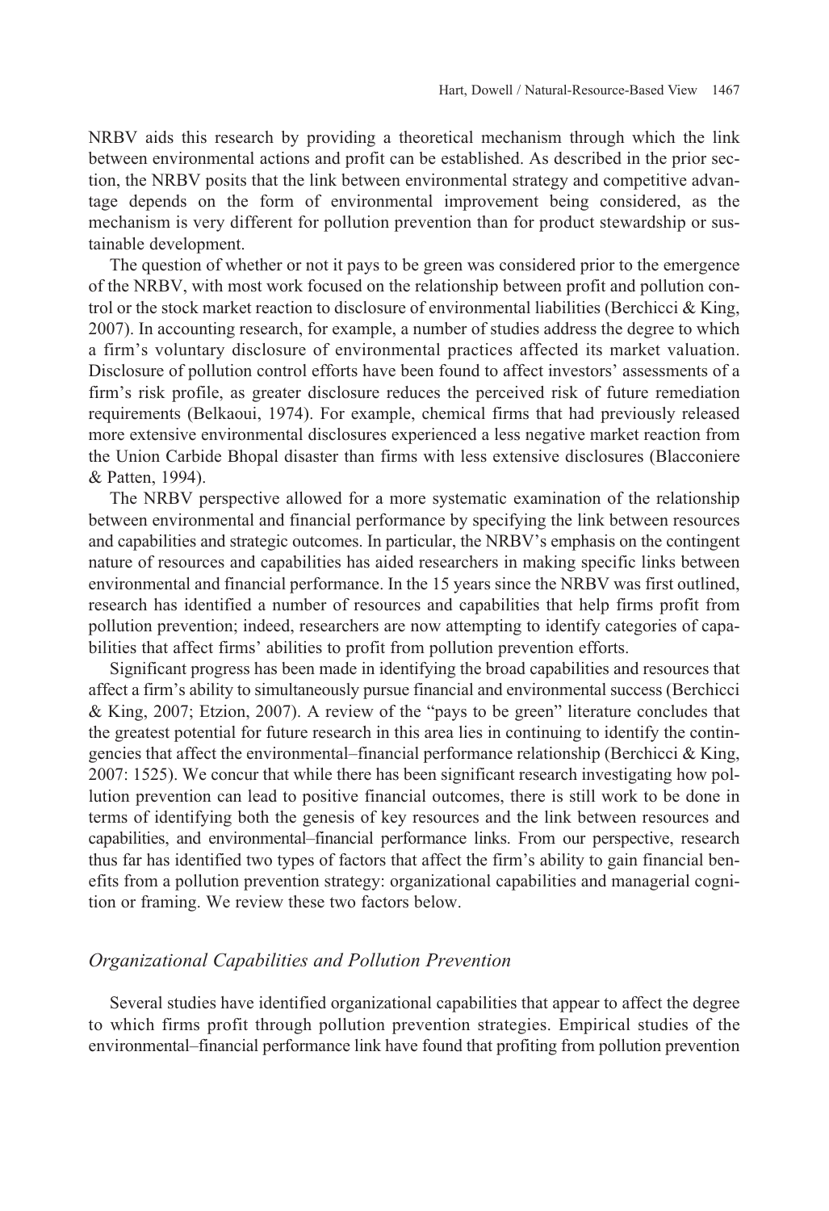NRBV aids this research by providing a theoretical mechanism through which the link between environmental actions and profit can be established. As described in the prior section, the NRBV posits that the link between environmental strategy and competitive advantage depends on the form of environmental improvement being considered, as the mechanism is very different for pollution prevention than for product stewardship or sustainable development.

The question of whether or not it pays to be green was considered prior to the emergence of the NRBV, with most work focused on the relationship between profit and pollution control or the stock market reaction to disclosure of environmental liabilities (Berchicci & King, 2007). In accounting research, for example, a number of studies address the degree to which a firm's voluntary disclosure of environmental practices affected its market valuation. Disclosure of pollution control efforts have been found to affect investors' assessments of a firm's risk profile, as greater disclosure reduces the perceived risk of future remediation requirements (Belkaoui, 1974). For example, chemical firms that had previously released more extensive environmental disclosures experienced a less negative market reaction from the Union Carbide Bhopal disaster than firms with less extensive disclosures (Blacconiere & Patten, 1994).

The NRBV perspective allowed for a more systematic examination of the relationship between environmental and financial performance by specifying the link between resources and capabilities and strategic outcomes. In particular, the NRBV's emphasis on the contingent nature of resources and capabilities has aided researchers in making specific links between environmental and financial performance. In the 15 years since the NRBV was first outlined, research has identified a number of resources and capabilities that help firms profit from pollution prevention; indeed, researchers are now attempting to identify categories of capabilities that affect firms' abilities to profit from pollution prevention efforts.

Significant progress has been made in identifying the broad capabilities and resources that affect a firm's ability to simultaneously pursue financial and environmental success (Berchicci & King, 2007; Etzion, 2007). A review of the "pays to be green" literature concludes that the greatest potential for future research in this area lies in continuing to identify the contingencies that affect the environmental–financial performance relationship (Berchicci & King, 2007: 1525). We concur that while there has been significant research investigating how pollution prevention can lead to positive financial outcomes, there is still work to be done in terms of identifying both the genesis of key resources and the link between resources and capabilities, and environmental–financial performance links. From our perspective, research thus far has identified two types of factors that affect the firm's ability to gain financial benefits from a pollution prevention strategy: organizational capabilities and managerial cognition or framing. We review these two factors below.

### *Organizational Capabilities and Pollution Prevention*

Several studies have identified organizational capabilities that appear to affect the degree to which firms profit through pollution prevention strategies. Empirical studies of the environmental–financial performance link have found that profiting from pollution prevention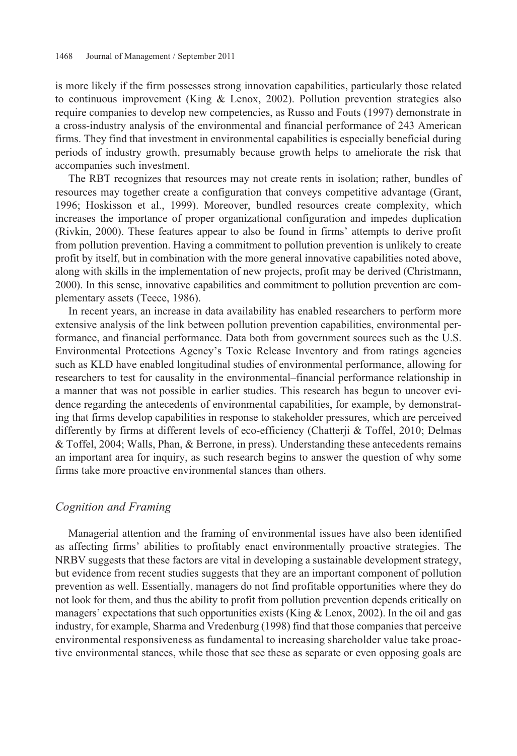is more likely if the firm possesses strong innovation capabilities, particularly those related to continuous improvement (King & Lenox, 2002). Pollution prevention strategies also require companies to develop new competencies, as Russo and Fouts (1997) demonstrate in a cross-industry analysis of the environmental and financial performance of 243 American firms. They find that investment in environmental capabilities is especially beneficial during periods of industry growth, presumably because growth helps to ameliorate the risk that accompanies such investment.

The RBT recognizes that resources may not create rents in isolation; rather, bundles of resources may together create a configuration that conveys competitive advantage (Grant, 1996; Hoskisson et al., 1999). Moreover, bundled resources create complexity, which increases the importance of proper organizational configuration and impedes duplication (Rivkin, 2000). These features appear to also be found in firms' attempts to derive profit from pollution prevention. Having a commitment to pollution prevention is unlikely to create profit by itself, but in combination with the more general innovative capabilities noted above, along with skills in the implementation of new projects, profit may be derived (Christmann, 2000). In this sense, innovative capabilities and commitment to pollution prevention are complementary assets (Teece, 1986).

In recent years, an increase in data availability has enabled researchers to perform more extensive analysis of the link between pollution prevention capabilities, environmental performance, and financial performance. Data both from government sources such as the U.S. Environmental Protections Agency's Toxic Release Inventory and from ratings agencies such as KLD have enabled longitudinal studies of environmental performance, allowing for researchers to test for causality in the environmental–financial performance relationship in a manner that was not possible in earlier studies. This research has begun to uncover evidence regarding the antecedents of environmental capabilities, for example, by demonstrating that firms develop capabilities in response to stakeholder pressures, which are perceived differently by firms at different levels of eco-efficiency (Chatterji & Toffel, 2010; Delmas & Toffel, 2004; Walls, Phan, & Berrone, in press). Understanding these antecedents remains an important area for inquiry, as such research begins to answer the question of why some firms take more proactive environmental stances than others.

### *Cognition and Framing*

Managerial attention and the framing of environmental issues have also been identified as affecting firms' abilities to profitably enact environmentally proactive strategies. The NRBV suggests that these factors are vital in developing a sustainable development strategy, but evidence from recent studies suggests that they are an important component of pollution prevention as well. Essentially, managers do not find profitable opportunities where they do not look for them, and thus the ability to profit from pollution prevention depends critically on managers' expectations that such opportunities exists (King & Lenox, 2002). In the oil and gas industry, for example, Sharma and Vredenburg (1998) find that those companies that perceive environmental responsiveness as fundamental to increasing shareholder value take proactive environmental stances, while those that see these as separate or even opposing goals are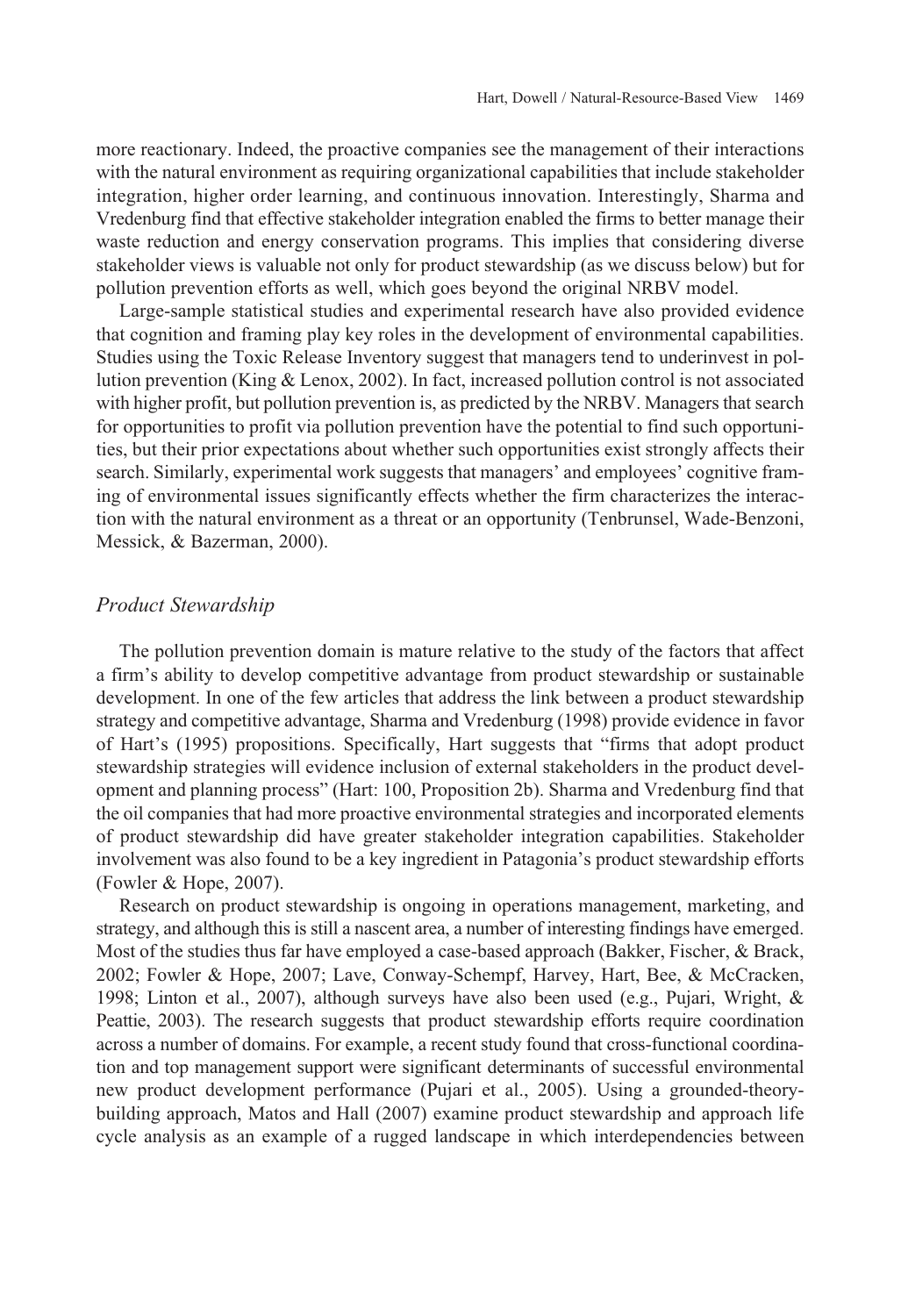more reactionary. Indeed, the proactive companies see the management of their interactions with the natural environment as requiring organizational capabilities that include stakeholder integration, higher order learning, and continuous innovation. Interestingly, Sharma and Vredenburg find that effective stakeholder integration enabled the firms to better manage their waste reduction and energy conservation programs. This implies that considering diverse stakeholder views is valuable not only for product stewardship (as we discuss below) but for pollution prevention efforts as well, which goes beyond the original NRBV model.

Large-sample statistical studies and experimental research have also provided evidence that cognition and framing play key roles in the development of environmental capabilities. Studies using the Toxic Release Inventory suggest that managers tend to underinvest in pollution prevention (King & Lenox, 2002). In fact, increased pollution control is not associated with higher profit, but pollution prevention is, as predicted by the NRBV. Managers that search for opportunities to profit via pollution prevention have the potential to find such opportunities, but their prior expectations about whether such opportunities exist strongly affects their search. Similarly, experimental work suggests that managers' and employees' cognitive framing of environmental issues significantly effects whether the firm characterizes the interaction with the natural environment as a threat or an opportunity (Tenbrunsel, Wade-Benzoni, Messick, & Bazerman, 2000).

## *Product Stewardship*

The pollution prevention domain is mature relative to the study of the factors that affect a firm's ability to develop competitive advantage from product stewardship or sustainable development. In one of the few articles that address the link between a product stewardship strategy and competitive advantage, Sharma and Vredenburg (1998) provide evidence in favor of Hart's (1995) propositions. Specifically, Hart suggests that "firms that adopt product stewardship strategies will evidence inclusion of external stakeholders in the product development and planning process" (Hart: 100, Proposition 2b). Sharma and Vredenburg find that the oil companies that had more proactive environmental strategies and incorporated elements of product stewardship did have greater stakeholder integration capabilities. Stakeholder involvement was also found to be a key ingredient in Patagonia's product stewardship efforts (Fowler & Hope, 2007).

Research on product stewardship is ongoing in operations management, marketing, and strategy, and although this is still a nascent area, a number of interesting findings have emerged. Most of the studies thus far have employed a case-based approach (Bakker, Fischer, & Brack, 2002; Fowler & Hope, 2007; Lave, Conway-Schempf, Harvey, Hart, Bee, & McCracken, 1998; Linton et al., 2007), although surveys have also been used (e.g., Pujari, Wright, & Peattie, 2003). The research suggests that product stewardship efforts require coordination across a number of domains. For example, a recent study found that cross-functional coordination and top management support were significant determinants of successful environmental new product development performance (Pujari et al., 2005). Using a grounded-theory-building approach, Matos and Hall (2007) examine product stewardship and approach life cycle analysis as an example of a rugged landscape in which interdependencies between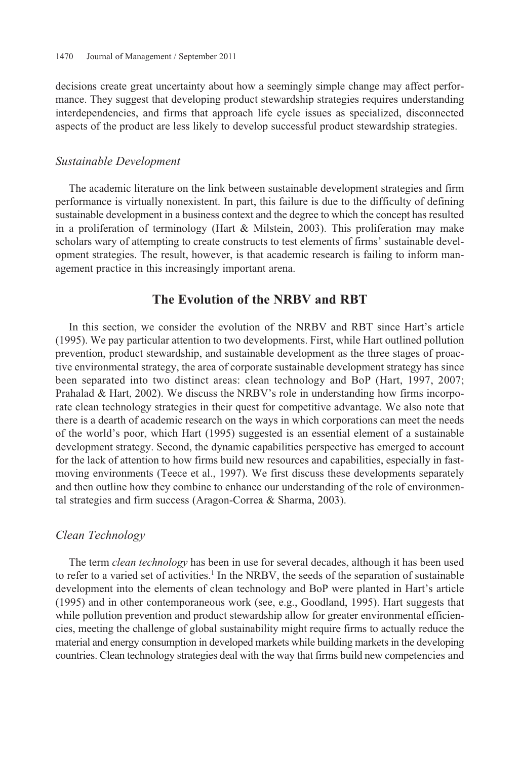decisions create great uncertainty about how a seemingly simple change may affect performance. They suggest that developing product stewardship strategies requires understanding interdependencies, and firms that approach life cycle issues as specialized, disconnected aspects of the product are less likely to develop successful product stewardship strategies.

### *Sustainable Development*

The academic literature on the link between sustainable development strategies and firm performance is virtually nonexistent. In part, this failure is due to the difficulty of defining sustainable development in a business context and the degree to which the concept has resulted in a proliferation of terminology (Hart & Milstein, 2003). This proliferation may make scholars wary of attempting to create constructs to test elements of firms' sustainable development strategies. The result, however, is that academic research is failing to inform management practice in this increasingly important arena.

## The Evolution of the NRBV and RBT

In this section, we consider the evolution of the NRBV and RBT since Hart's article (1995). We pay particular attention to two developments. First, while Hart outlined pollution prevention, product stewardship, and sustainable development as the three stages of proactive environmental strategy, the area of corporate sustainable development strategy has since been separated into two distinct areas: clean technology and BoP (Hart, 1997, 2007; Prahalad & Hart, 2002). We discuss the NRBV's role in understanding how firms incorporate clean technology strategies in their quest for competitive advantage. We also note that there is a dearth of academic research on the ways in which corporations can meet the needs of the world's poor, which Hart (1995) suggested is an essential element of a sustainable development strategy. Second, the dynamic capabilities perspective has emerged to account for the lack of attention to how firms build new resources and capabilities, especially in fast-moving environments (Teece et al., 1997). We first discuss these developments separately and then outline how they combine to enhance our understanding of the role of environmental strategies and firm success (Aragon-Correa & Sharma, 2003).

### *Clean Technology*

The term *clean technology* has been in use for several decades, although it has been used to refer to a varied set of activities.[1] In the NRBV, the seeds of the separation of sustainable development into the elements of clean technology and BoP were planted in Hart's article (1995) and in other contemporaneous work (see, e.g., Goodland, 1995). Hart suggests that while pollution prevention and product stewardship allow for greater environmental efficiencies, meeting the challenge of global sustainability might require firms to actually reduce the material and energy consumption in developed markets while building markets in the developing countries. Clean technology strategies deal with the way that firms build new competencies and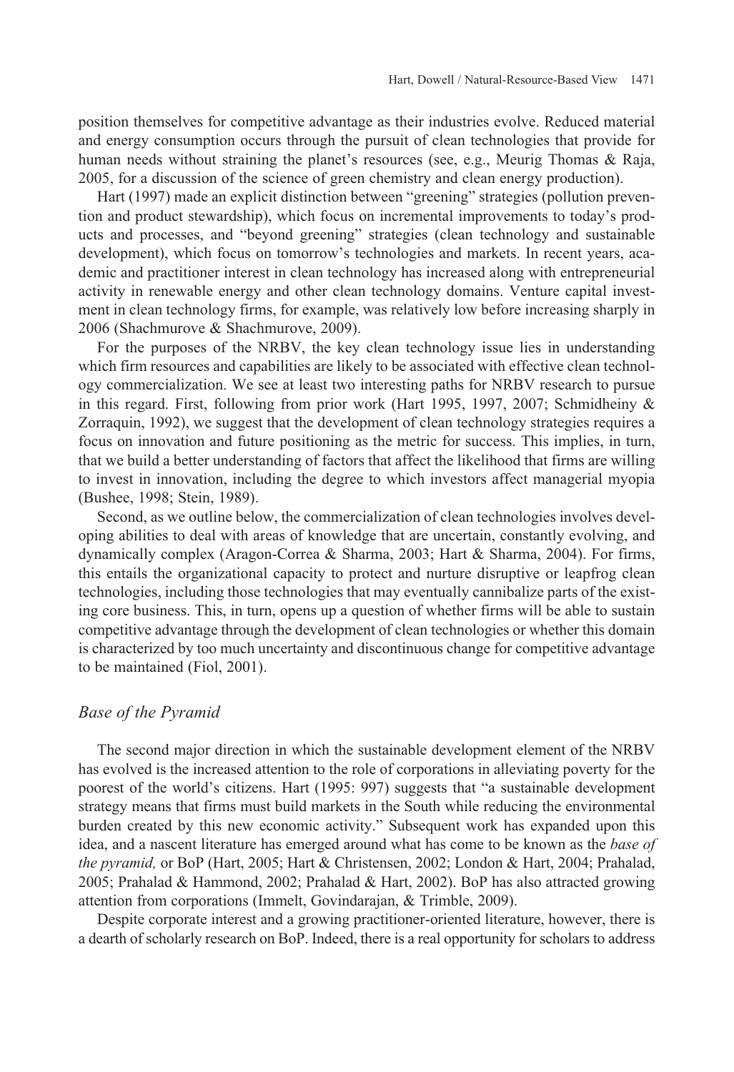position themselves for competitive advantage as their industries evolve. Reduced material and energy consumption occurs through the pursuit of clean technologies that provide for human needs without straining the planet's resources (see, e.g., Meurig Thomas & Raja, 2005, for a discussion of the science of green chemistry and clean energy production).

Hart (1997) made an explicit distinction between "greening" strategies (pollution prevention and product stewardship), which focus on incremental improvements to today's products and processes, and "beyond greening" strategies (clean technology and sustainable development), which focus on tomorrow's technologies and markets. In recent years, academic and practitioner interest in clean technology has increased along with entrepreneurial activity in renewable energy and other clean technology domains. Venture capital investment in clean technology firms, for example, was relatively low before increasing sharply in 2006 (Shachmurove & Shachmurove, 2009).

For the purposes of the NRBV, the key clean technology issue lies in understanding which firm resources and capabilities are likely to be associated with effective clean technology commercialization. We see at least two interesting paths for NRBV research to pursue in this regard. First, following from prior work (Hart 1995, 1997, 2007; Schmidheiny & Zorraquin, 1992), we suggest that the development of clean technology strategies requires a focus on innovation and future positioning as the metric for success. This implies, in turn, that we build a better understanding of factors that affect the likelihood that firms are willing to invest in innovation, including the degree to which investors affect managerial myopia (Bushee, 1998; Stein, 1989).

Second, as we outline below, the commercialization of clean technologies involves developing abilities to deal with areas of knowledge that are uncertain, constantly evolving, and dynamically complex (Aragon-Correa & Sharma, 2003; Hart & Sharma, 2004). For firms, this entails the organizational capacity to protect and nurture disruptive or leapfrog clean technologies, including those technologies that may eventually cannibalize parts of the existing core business. This, in turn, opens up a question of whether firms will be able to sustain competitive advantage through the development of clean technologies or whether this domain is characterized by too much uncertainty and discontinuous change for competitive advantage to be maintained (Fiol, 2001).

### *Base of the Pyramid*

The second major direction in which the sustainable development element of the NRBV has evolved is the increased attention to the role of corporations in alleviating poverty for the poorest of the world's citizens. Hart (1995: 997) suggests that "a sustainable development strategy means that firms must build markets in the South while reducing the environmental burden created by this new economic activity." Subsequent work has expanded upon this idea, and a nascent literature has emerged around what has come to be known as the *base of the pyramid,* or BoP (Hart, 2005; Hart & Christensen, 2002; London & Hart, 2004; Prahalad, 2005; Prahalad & Hammond, 2002; Prahalad & Hart, 2002). BoP has also attracted growing attention from corporations (Immelt, Govindarajan, & Trimble, 2009).

Despite corporate interest and a growing practitioner-oriented literature, however, there is a dearth of scholarly research on BoP. Indeed, there is a real opportunity for scholars to address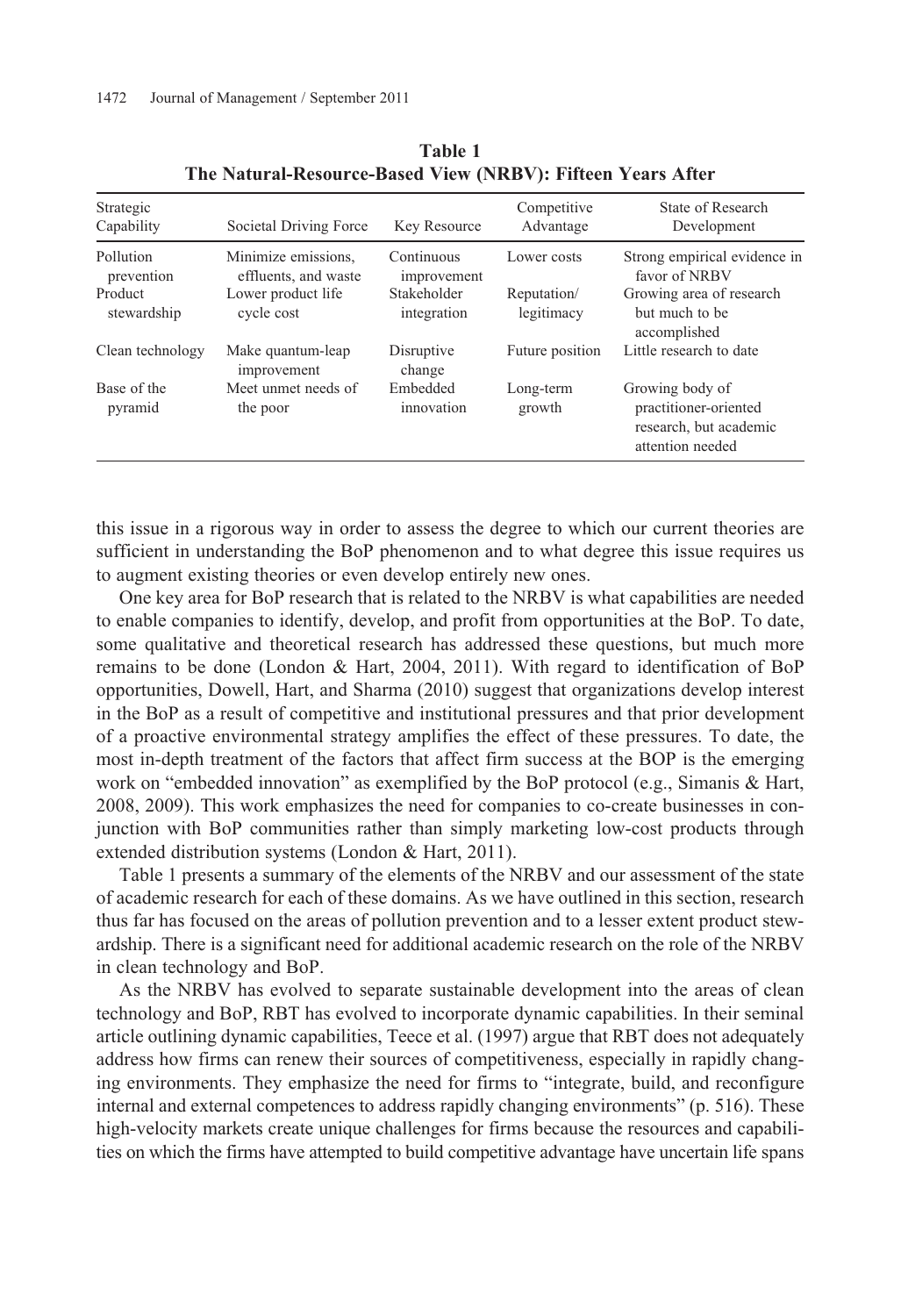**Table 1**
**The Natural-Resource-Based View (NRBV): Fifteen Years After**

| Strategic Capability | Societal Driving Force | Key Resource | Competitive Advantage | State of Research Development |
|---|---|---|---|---|
| Pollution prevention | Minimize emissions, effluents, and waste | Continuous improvement | Lower costs | Strong empirical evidence in favor of NRBV |
| Product stewardship | Lower product life cycle cost | Stakeholder integration | Reputation/ legitimacy | Growing area of research but much to be accomplished |
| Clean technology | Make quantum-leap improvement | Disruptive change | Future position | Little research to date |
| Base of the pyramid | Meet unmet needs of the poor | Embedded innovation | Long-term growth | Growing body of practitioner-oriented research, but academic attention needed |

this issue in a rigorous way in order to assess the degree to which our current theories are sufficient in understanding the BoP phenomenon and to what degree this issue requires us to augment existing theories or even develop entirely new ones.

One key area for BoP research that is related to the NRBV is what capabilities are needed to enable companies to identify, develop, and profit from opportunities at the BoP. To date, some qualitative and theoretical research has addressed these questions, but much more remains to be done (London & Hart, 2004, 2011). With regard to identification of BoP opportunities, Dowell, Hart, and Sharma (2010) suggest that organizations develop interest in the BoP as a result of competitive and institutional pressures and that prior development of a proactive environmental strategy amplifies the effect of these pressures. To date, the most in-depth treatment of the factors that affect firm success at the BOP is the emerging work on "embedded innovation" as exemplified by the BoP protocol (e.g., Simanis & Hart, 2008, 2009). This work emphasizes the need for companies to co-create businesses in conjunction with BoP communities rather than simply marketing low-cost products through extended distribution systems (London & Hart, 2011).

Table 1 presents a summary of the elements of the NRBV and our assessment of the state of academic research for each of these domains. As we have outlined in this section, research thus far has focused on the areas of pollution prevention and to a lesser extent product stewardship. There is a significant need for additional academic research on the role of the NRBV in clean technology and BoP.

As the NRBV has evolved to separate sustainable development into the areas of clean technology and BoP, RBT has evolved to incorporate dynamic capabilities. In their seminal article outlining dynamic capabilities, Teece et al. (1997) argue that RBT does not adequately address how firms can renew their sources of competitiveness, especially in rapidly changing environments. They emphasize the need for firms to "integrate, build, and reconfigure internal and external competences to address rapidly changing environments" (p. 516). These high-velocity markets create unique challenges for firms because the resources and capabilities on which the firms have attempted to build competitive advantage have uncertain life spans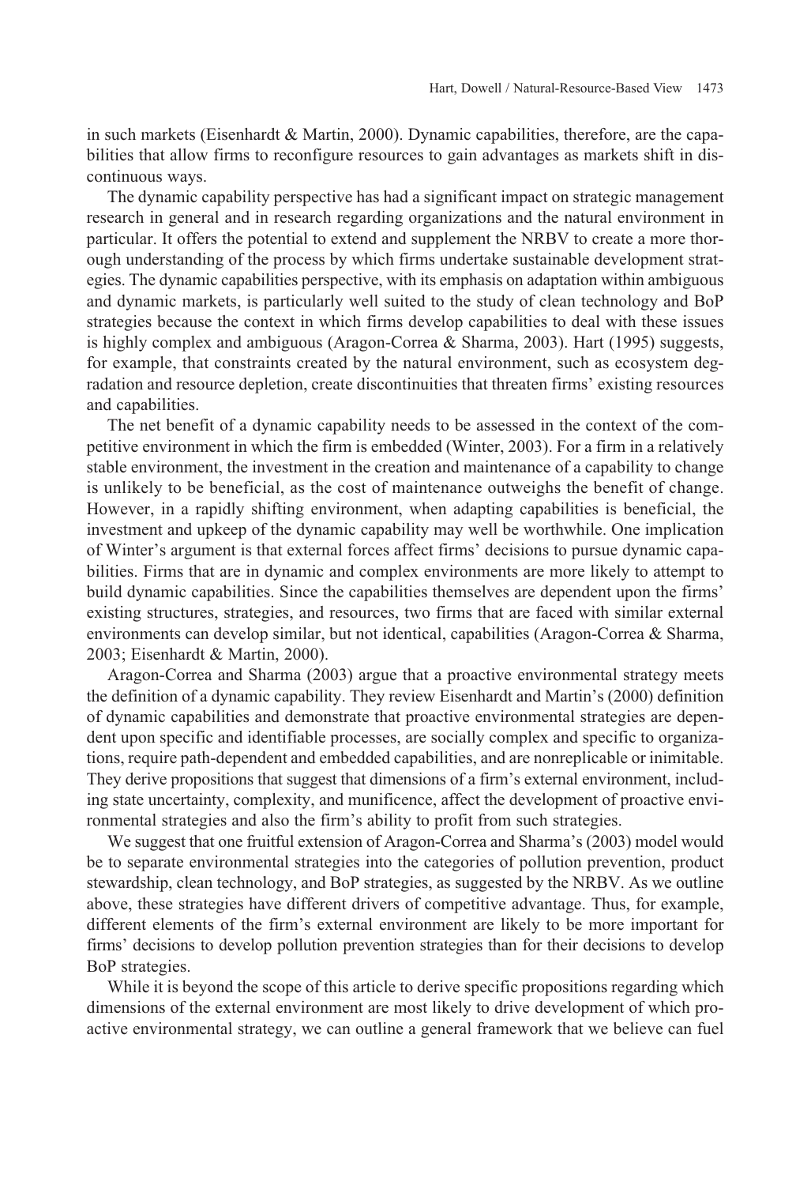in such markets (Eisenhardt & Martin, 2000). Dynamic capabilities, therefore, are the capabilities that allow firms to reconfigure resources to gain advantages as markets shift in discontinuous ways.

The dynamic capability perspective has had a significant impact on strategic management research in general and in research regarding organizations and the natural environment in particular. It offers the potential to extend and supplement the NRBV to create a more thorough understanding of the process by which firms undertake sustainable development strategies. The dynamic capabilities perspective, with its emphasis on adaptation within ambiguous and dynamic markets, is particularly well suited to the study of clean technology and BoP strategies because the context in which firms develop capabilities to deal with these issues is highly complex and ambiguous (Aragon-Correa & Sharma, 2003). Hart (1995) suggests, for example, that constraints created by the natural environment, such as ecosystem degradation and resource depletion, create discontinuities that threaten firms' existing resources and capabilities.

The net benefit of a dynamic capability needs to be assessed in the context of the competitive environment in which the firm is embedded (Winter, 2003). For a firm in a relatively stable environment, the investment in the creation and maintenance of a capability to change is unlikely to be beneficial, as the cost of maintenance outweighs the benefit of change. However, in a rapidly shifting environment, when adapting capabilities is beneficial, the investment and upkeep of the dynamic capability may well be worthwhile. One implication of Winter's argument is that external forces affect firms' decisions to pursue dynamic capabilities. Firms that are in dynamic and complex environments are more likely to attempt to build dynamic capabilities. Since the capabilities themselves are dependent upon the firms' existing structures, strategies, and resources, two firms that are faced with similar external environments can develop similar, but not identical, capabilities (Aragon-Correa & Sharma, 2003; Eisenhardt & Martin, 2000).

Aragon-Correa and Sharma (2003) argue that a proactive environmental strategy meets the definition of a dynamic capability. They review Eisenhardt and Martin's (2000) definition of dynamic capabilities and demonstrate that proactive environmental strategies are dependent upon specific and identifiable processes, are socially complex and specific to organizations, require path-dependent and embedded capabilities, and are nonreplicable or inimitable. They derive propositions that suggest that dimensions of a firm's external environment, including state uncertainty, complexity, and munificence, affect the development of proactive environmental strategies and also the firm's ability to profit from such strategies.

We suggest that one fruitful extension of Aragon-Correa and Sharma's (2003) model would be to separate environmental strategies into the categories of pollution prevention, product stewardship, clean technology, and BoP strategies, as suggested by the NRBV. As we outline above, these strategies have different drivers of competitive advantage. Thus, for example, different elements of the firm's external environment are likely to be more important for firms' decisions to develop pollution prevention strategies than for their decisions to develop BoP strategies.

While it is beyond the scope of this article to derive specific propositions regarding which dimensions of the external environment are most likely to drive development of which proactive environmental strategy, we can outline a general framework that we believe can fuel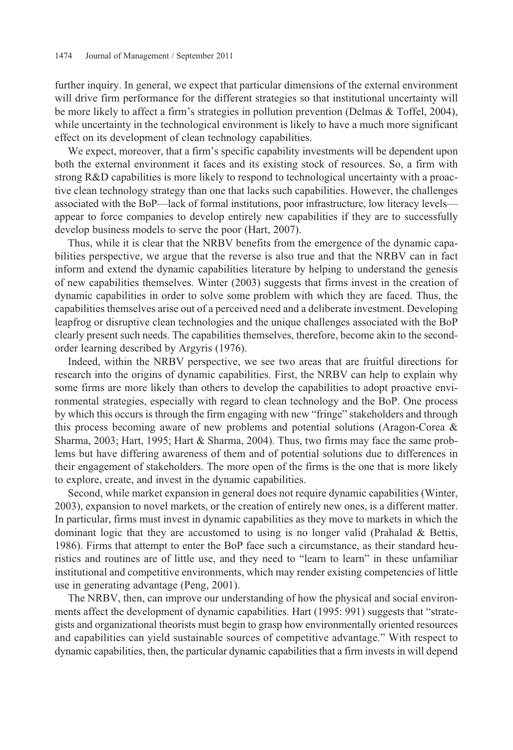further inquiry. In general, we expect that particular dimensions of the external environment will drive firm performance for the different strategies so that institutional uncertainty will be more likely to affect a firm's strategies in pollution prevention (Delmas & Toffel, 2004), while uncertainty in the technological environment is likely to have a much more significant effect on its development of clean technology capabilities.

We expect, moreover, that a firm's specific capability investments will be dependent upon both the external environment it faces and its existing stock of resources. So, a firm with strong R&D capabilities is more likely to respond to technological uncertainty with a proactive clean technology strategy than one that lacks such capabilities. However, the challenges associated with the BoP—lack of formal institutions, poor infrastructure, low literacy levels—appear to force companies to develop entirely new capabilities if they are to successfully develop business models to serve the poor (Hart, 2007).

Thus, while it is clear that the NRBV benefits from the emergence of the dynamic capabilities perspective, we argue that the reverse is also true and that the NRBV can in fact inform and extend the dynamic capabilities literature by helping to understand the genesis of new capabilities themselves. Winter (2003) suggests that firms invest in the creation of dynamic capabilities in order to solve some problem with which they are faced. Thus, the capabilities themselves arise out of a perceived need and a deliberate investment. Developing leapfrog or disruptive clean technologies and the unique challenges associated with the BoP clearly present such needs. The capabilities themselves, therefore, become akin to the second-order learning described by Argyris (1976).

Indeed, within the NRBV perspective, we see two areas that are fruitful directions for research into the origins of dynamic capabilities. First, the NRBV can help to explain why some firms are more likely than others to develop the capabilities to adopt proactive environmental strategies, especially with regard to clean technology and the BoP. One process by which this occurs is through the firm engaging with new "fringe" stakeholders and through this process becoming aware of new problems and potential solutions (Aragon-Corea & Sharma, 2003; Hart, 1995; Hart & Sharma, 2004). Thus, two firms may face the same problems but have differing awareness of them and of potential solutions due to differences in their engagement of stakeholders. The more open of the firms is the one that is more likely to explore, create, and invest in the dynamic capabilities.

Second, while market expansion in general does not require dynamic capabilities (Winter, 2003), expansion to novel markets, or the creation of entirely new ones, is a different matter. In particular, firms must invest in dynamic capabilities as they move to markets in which the dominant logic that they are accustomed to using is no longer valid (Prahalad & Bettis, 1986). Firms that attempt to enter the BoP face such a circumstance, as their standard heuristics and routines are of little use, and they need to "learn to learn" in these unfamiliar institutional and competitive environments, which may render existing competencies of little use in generating advantage (Peng, 2001).

The NRBV, then, can improve our understanding of how the physical and social environments affect the development of dynamic capabilities. Hart (1995: 991) suggests that "strategists and organizational theorists must begin to grasp how environmentally oriented resources and capabilities can yield sustainable sources of competitive advantage." With respect to dynamic capabilities, then, the particular dynamic capabilities that a firm invests in will depend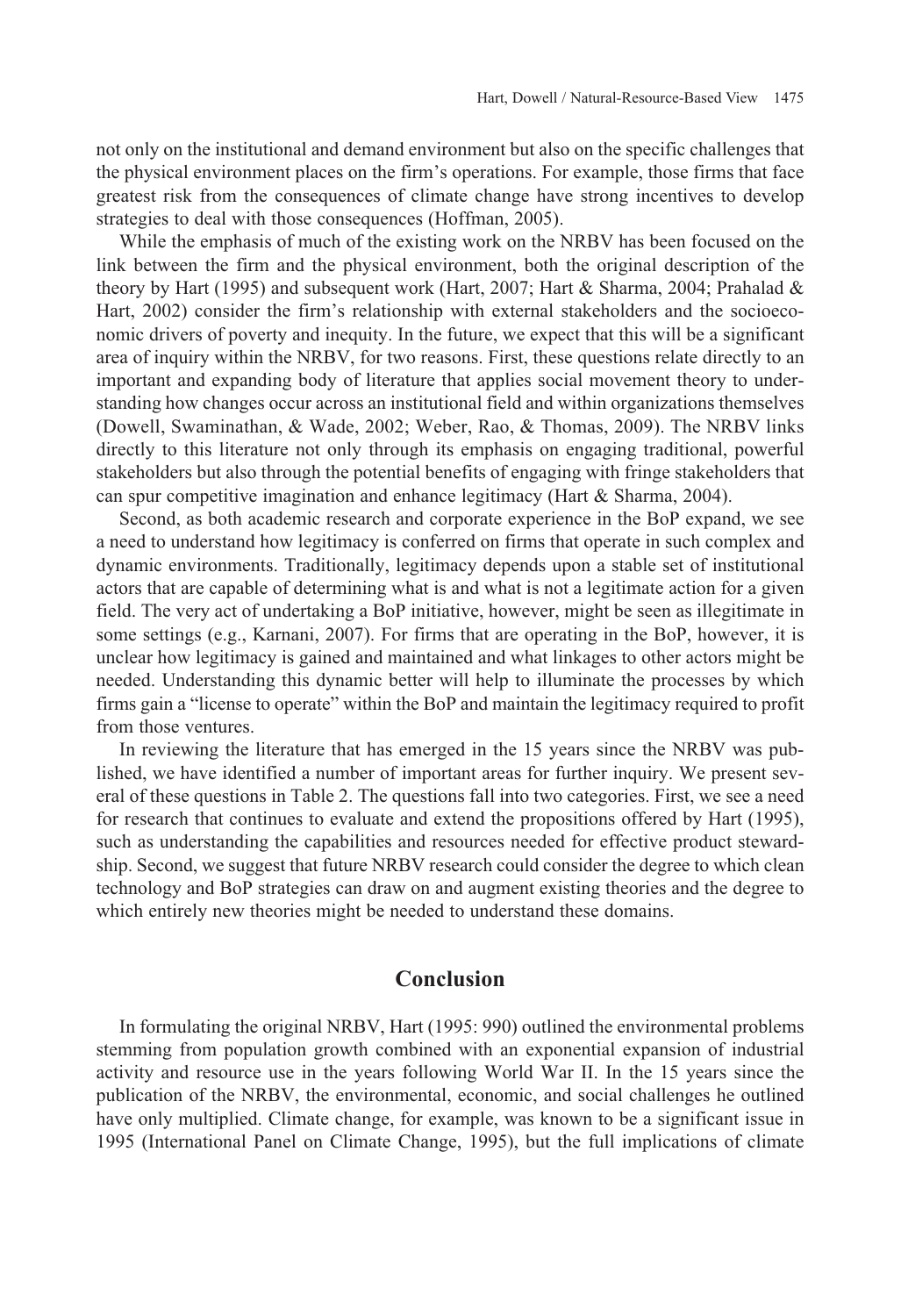not only on the institutional and demand environment but also on the specific challenges that the physical environment places on the firm's operations. For example, those firms that face greatest risk from the consequences of climate change have strong incentives to develop strategies to deal with those consequences (Hoffman, 2005).

While the emphasis of much of the existing work on the NRBV has been focused on the link between the firm and the physical environment, both the original description of the theory by Hart (1995) and subsequent work (Hart, 2007; Hart & Sharma, 2004; Prahalad & Hart, 2002) consider the firm's relationship with external stakeholders and the socioeconomic drivers of poverty and inequity. In the future, we expect that this will be a significant area of inquiry within the NRBV, for two reasons. First, these questions relate directly to an important and expanding body of literature that applies social movement theory to understanding how changes occur across an institutional field and within organizations themselves (Dowell, Swaminathan, & Wade, 2002; Weber, Rao, & Thomas, 2009). The NRBV links directly to this literature not only through its emphasis on engaging traditional, powerful stakeholders but also through the potential benefits of engaging with fringe stakeholders that can spur competitive imagination and enhance legitimacy (Hart & Sharma, 2004).

Second, as both academic research and corporate experience in the BoP expand, we see a need to understand how legitimacy is conferred on firms that operate in such complex and dynamic environments. Traditionally, legitimacy depends upon a stable set of institutional actors that are capable of determining what is and what is not a legitimate action for a given field. The very act of undertaking a BoP initiative, however, might be seen as illegitimate in some settings (e.g., Karnani, 2007). For firms that are operating in the BoP, however, it is unclear how legitimacy is gained and maintained and what linkages to other actors might be needed. Understanding this dynamic better will help to illuminate the processes by which firms gain a "license to operate" within the BoP and maintain the legitimacy required to profit from those ventures.

In reviewing the literature that has emerged in the 15 years since the NRBV was published, we have identified a number of important areas for further inquiry. We present several of these questions in Table 2. The questions fall into two categories. First, we see a need for research that continues to evaluate and extend the propositions offered by Hart (1995), such as understanding the capabilities and resources needed for effective product stewardship. Second, we suggest that future NRBV research could consider the degree to which clean technology and BoP strategies can draw on and augment existing theories and the degree to which entirely new theories might be needed to understand these domains.

## Conclusion

In formulating the original NRBV, Hart (1995: 990) outlined the environmental problems stemming from population growth combined with an exponential expansion of industrial activity and resource use in the years following World War II. In the 15 years since the publication of the NRBV, the environmental, economic, and social challenges he outlined have only multiplied. Climate change, for example, was known to be a significant issue in 1995 (International Panel on Climate Change, 1995), but the full implications of climate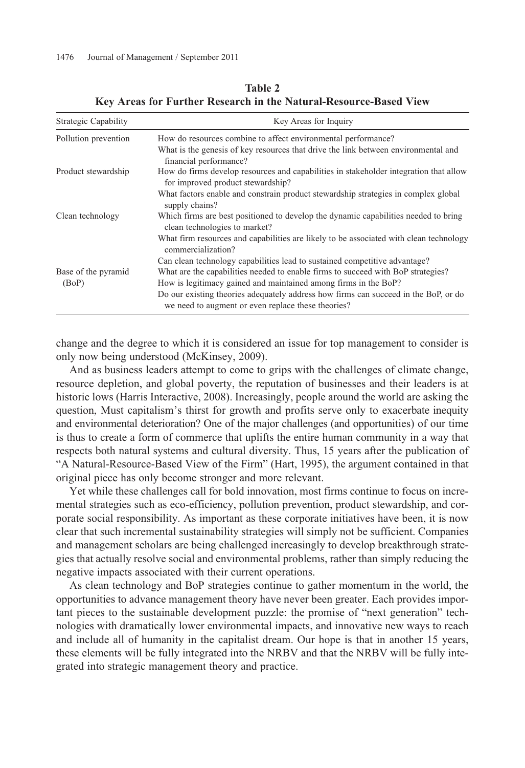**Table 2**
**Key Areas for Further Research in the Natural-Resource-Based View**

| Strategic Capability | Key Areas for Inquiry |
|---|---|
| Pollution prevention | How do resources combine to affect environmental performance? |
| | What is the genesis of key resources that drive the link between environmental and financial performance? |
| Product stewardship | How do firms develop resources and capabilities in stakeholder integration that allow for improved product stewardship? |
| | What factors enable and constrain product stewardship strategies in complex global supply chains? |
| Clean technology | Which firms are best positioned to develop the dynamic capabilities needed to bring clean technologies to market? |
| | What firm resources and capabilities are likely to be associated with clean technology commercialization? |
| | Can clean technology capabilities lead to sustained competitive advantage? |
| Base of the pyramid (BoP) | What are the capabilities needed to enable firms to succeed with BoP strategies? |
| | How is legitimacy gained and maintained among firms in the BoP? |
| | Do our existing theories adequately address how firms can succeed in the BoP, or do we need to augment or even replace these theories? |

change and the degree to which it is considered an issue for top management to consider is only now being understood (McKinsey, 2009).

And as business leaders attempt to come to grips with the challenges of climate change, resource depletion, and global poverty, the reputation of businesses and their leaders is at historic lows (Harris Interactive, 2008). Increasingly, people around the world are asking the question, Must capitalism's thirst for growth and profits serve only to exacerbate inequity and environmental deterioration? One of the major challenges (and opportunities) of our time is thus to create a form of commerce that uplifts the entire human community in a way that respects both natural systems and cultural diversity. Thus, 15 years after the publication of "A Natural-Resource-Based View of the Firm" (Hart, 1995), the argument contained in that original piece has only become stronger and more relevant.

Yet while these challenges call for bold innovation, most firms continue to focus on incremental strategies such as eco-efficiency, pollution prevention, product stewardship, and corporate social responsibility. As important as these corporate initiatives have been, it is now clear that such incremental sustainability strategies will simply not be sufficient. Companies and management scholars are being challenged increasingly to develop breakthrough strategies that actually resolve social and environmental problems, rather than simply reducing the negative impacts associated with their current operations.

As clean technology and BoP strategies continue to gather momentum in the world, the opportunities to advance management theory have never been greater. Each provides important pieces to the sustainable development puzzle: the promise of "next generation" technologies with dramatically lower environmental impacts, and innovative new ways to reach and include all of humanity in the capitalist dream. Our hope is that in another 15 years, these elements will be fully integrated into the NRBV and that the NRBV will be fully integrated into strategic management theory and practice.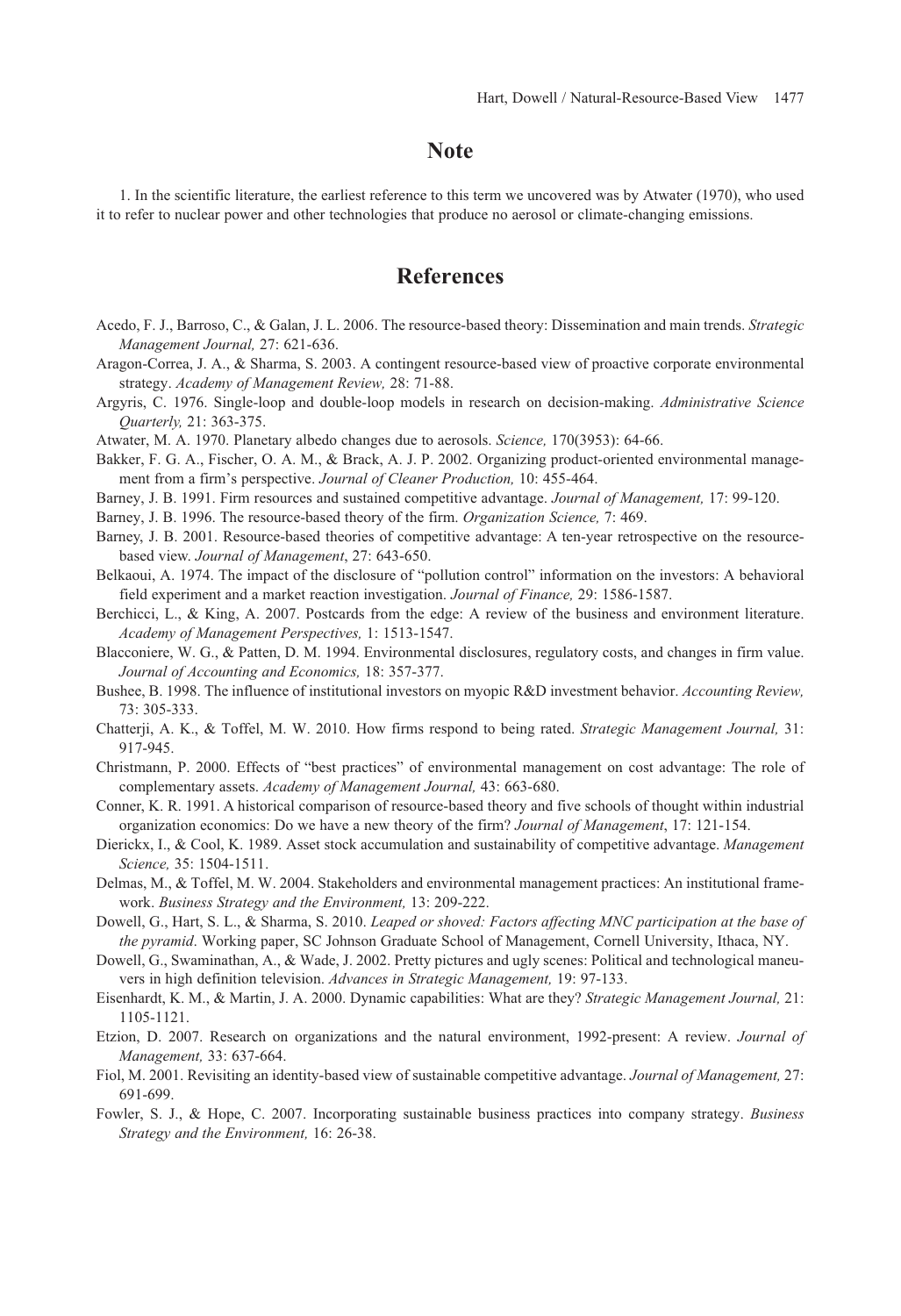## Note

1. In the scientific literature, the earliest reference to this term we uncovered was by Atwater (1970), who used it to refer to nuclear power and other technologies that produce no aerosol or climate-changing emissions.

## References

Acedo, F. J., Barroso, C., & Galan, J. L. 2006. The resource-based theory: Dissemination and main trends. *Strategic Management Journal,* 27: 621-636.

Aragon-Correa, J. A., & Sharma, S. 2003. A contingent resource-based view of proactive corporate environmental strategy. *Academy of Management Review,* 28: 71-88.

Argyris, C. 1976. Single-loop and double-loop models in research on decision-making. *Administrative Science Quarterly,* 21: 363-375.

Atwater, M. A. 1970. Planetary albedo changes due to aerosols. *Science,* 170(3953): 64-66.

Bakker, F. G. A., Fischer, O. A. M., & Brack, A. J. P. 2002. Organizing product-oriented environmental management from a firm's perspective. *Journal of Cleaner Production,* 10: 455-464.

Barney, J. B. 1991. Firm resources and sustained competitive advantage. *Journal of Management,* 17: 99-120.

Barney, J. B. 1996. The resource-based theory of the firm. *Organization Science,* 7: 469.

Barney, J. B. 2001. Resource-based theories of competitive advantage: A ten-year retrospective on the resource-based view. *Journal of Management*, 27: 643-650.

Belkaoui, A. 1974. The impact of the disclosure of "pollution control" information on the investors: A behavioral field experiment and a market reaction investigation. *Journal of Finance,* 29: 1586-1587.

Berchicci, L., & King, A. 2007. Postcards from the edge: A review of the business and environment literature. *Academy of Management Perspectives,* 1: 1513-1547.

Blacconiere, W. G., & Patten, D. M. 1994. Environmental disclosures, regulatory costs, and changes in firm value. *Journal of Accounting and Economics,* 18: 357-377.

Bushee, B. 1998. The influence of institutional investors on myopic R&D investment behavior. *Accounting Review,* 73: 305-333.

Chatterji, A. K., & Toffel, M. W. 2010. How firms respond to being rated. *Strategic Management Journal,* 31: 917-945.

Christmann, P. 2000. Effects of "best practices" of environmental management on cost advantage: The role of complementary assets. *Academy of Management Journal,* 43: 663-680.

Conner, K. R. 1991. A historical comparison of resource-based theory and five schools of thought within industrial organization economics: Do we have a new theory of the firm? *Journal of Management*, 17: 121-154.

Dierickx, I., & Cool, K. 1989. Asset stock accumulation and sustainability of competitive advantage. *Management Science,* 35: 1504-1511.

Delmas, M., & Toffel, M. W. 2004. Stakeholders and environmental management practices: An institutional framework. *Business Strategy and the Environment,* 13: 209-222.

Dowell, G., Hart, S. L., & Sharma, S. 2010. *Leaped or shoved: Factors affecting MNC participation at the base of the pyramid*. Working paper, SC Johnson Graduate School of Management, Cornell University, Ithaca, NY.

Dowell, G., Swaminathan, A., & Wade, J. 2002. Pretty pictures and ugly scenes: Political and technological maneuvers in high definition television. *Advances in Strategic Management,* 19: 97-133.

Eisenhardt, K. M., & Martin, J. A. 2000. Dynamic capabilities: What are they? *Strategic Management Journal,* 21: 1105-1121.

Etzion, D. 2007. Research on organizations and the natural environment, 1992-present: A review. *Journal of Management,* 33: 637-664.

Fiol, M. 2001. Revisiting an identity-based view of sustainable competitive advantage. *Journal of Management,* 27: 691-699.

Fowler, S. J., & Hope, C. 2007. Incorporating sustainable business practices into company strategy. *Business Strategy and the Environment,* 16: 26-38.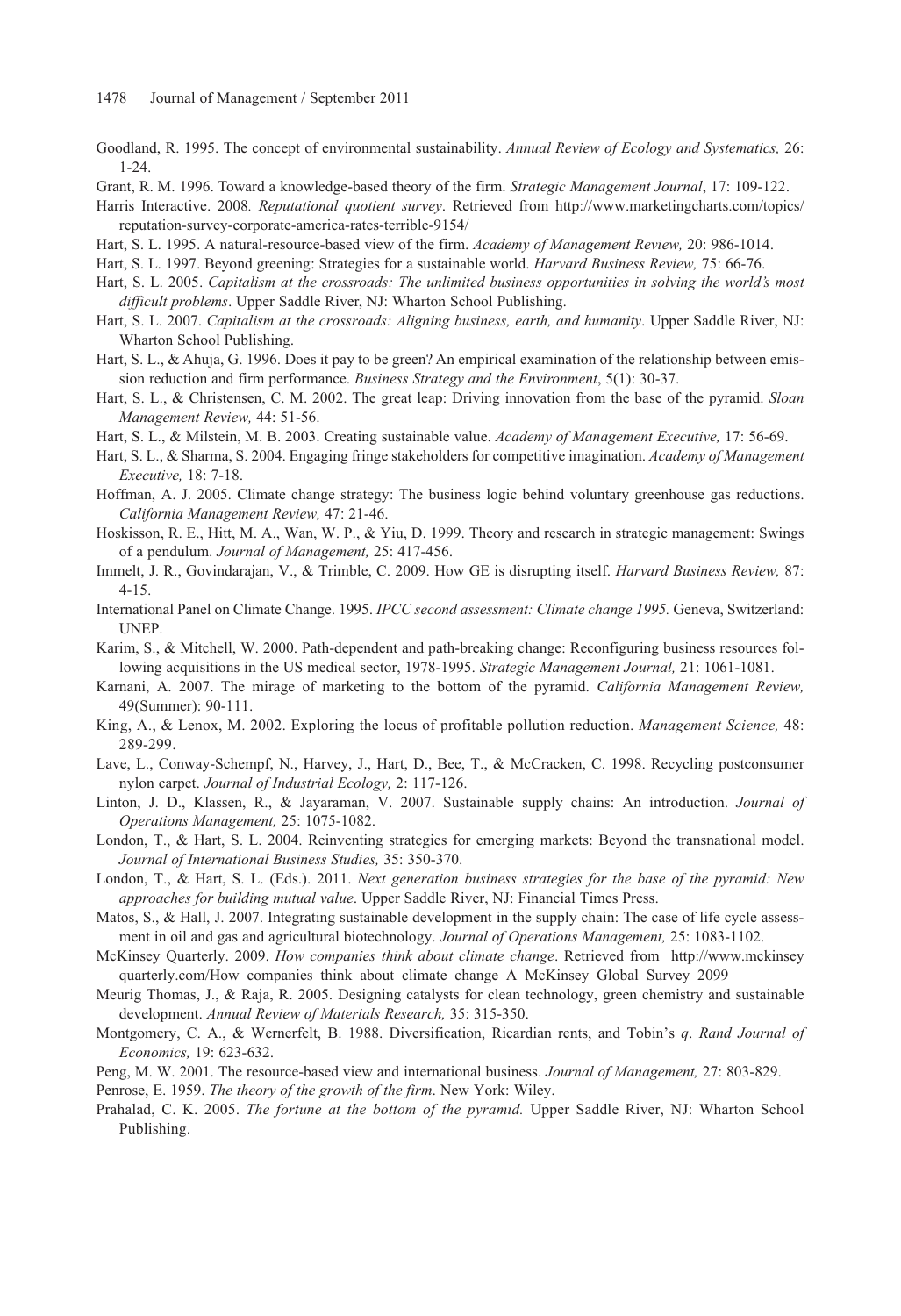Goodland, R. 1995. The concept of environmental sustainability. *Annual Review of Ecology and Systematics,* 26: 1-24.

Grant, R. M. 1996. Toward a knowledge-based theory of the firm. *Strategic Management Journal*, 17: 109-122.

Harris Interactive. 2008*. Reputational quotient survey*. Retrieved from http://www.marketingcharts.com/topics/reputation-survey-corporate-america-rates-terrible-9154/

Hart, S. L. 1995. A natural-resource-based view of the firm. *Academy of Management Review,* 20: 986-1014.

Hart, S. L. 1997. Beyond greening: Strategies for a sustainable world. *Harvard Business Review,* 75: 66-76.

Hart, S. L. 2005. *Capitalism at the crossroads: The unlimited business opportunities in solving the world's most difficult problems*. Upper Saddle River, NJ: Wharton School Publishing.

Hart, S. L. 2007. *Capitalism at the crossroads: Aligning business, earth, and humanity*. Upper Saddle River, NJ: Wharton School Publishing.

Hart, S. L., & Ahuja, G. 1996. Does it pay to be green? An empirical examination of the relationship between emission reduction and firm performance. *Business Strategy and the Environment*, 5(1): 30-37.

Hart, S. L., & Christensen, C. M. 2002. The great leap: Driving innovation from the base of the pyramid. *Sloan Management Review,* 44: 51-56.

Hart, S. L., & Milstein, M. B. 2003. Creating sustainable value. *Academy of Management Executive,* 17: 56-69.

Hart, S. L., & Sharma, S. 2004. Engaging fringe stakeholders for competitive imagination. *Academy of Management Executive,* 18: 7-18.

Hoffman, A. J. 2005. Climate change strategy: The business logic behind voluntary greenhouse gas reductions. *California Management Review,* 47: 21-46.

Hoskisson, R. E., Hitt, M. A., Wan, W. P., & Yiu, D. 1999. Theory and research in strategic management: Swings of a pendulum. *Journal of Management,* 25: 417-456.

Immelt, J. R., Govindarajan, V., & Trimble, C. 2009. How GE is disrupting itself. *Harvard Business Review,* 87: 4-15.

International Panel on Climate Change. 1995. *IPCC second assessment: Climate change 1995.* Geneva, Switzerland: UNEP.

Karim, S., & Mitchell, W. 2000. Path-dependent and path-breaking change: Reconfiguring business resources following acquisitions in the US medical sector, 1978-1995. *Strategic Management Journal,* 21: 1061-1081.

Karnani, A. 2007. The mirage of marketing to the bottom of the pyramid. *California Management Review,* 49(Summer): 90-111.

King, A., & Lenox, M. 2002. Exploring the locus of profitable pollution reduction. *Management Science,* 48: 289-299.

Lave, L., Conway-Schempf, N., Harvey, J., Hart, D., Bee, T., & McCracken, C. 1998. Recycling postconsumer nylon carpet. *Journal of Industrial Ecology,* 2: 117-126.

Linton, J. D., Klassen, R., & Jayaraman, V. 2007. Sustainable supply chains: An introduction. *Journal of Operations Management,* 25: 1075-1082.

London, T., & Hart, S. L. 2004. Reinventing strategies for emerging markets: Beyond the transnational model. *Journal of International Business Studies,* 35: 350-370.

London, T., & Hart, S. L. (Eds.). 2011. *Next generation business strategies for the base of the pyramid: New approaches for building mutual value*. Upper Saddle River, NJ: Financial Times Press.

Matos, S., & Hall, J. 2007. Integrating sustainable development in the supply chain: The case of life cycle assessment in oil and gas and agricultural biotechnology. *Journal of Operations Management,* 25: 1083-1102.

McKinsey Quarterly. 2009. *How companies think about climate change*. Retrieved from http://www.mckinseyquarterly.com/How_companies_think_about_climate_change_A_McKinsey_Global_Survey_2099

Meurig Thomas, J., & Raja, R. 2005. Designing catalysts for clean technology, green chemistry and sustainable development. *Annual Review of Materials Research,* 35: 315-350.

Montgomery, C. A., & Wernerfelt, B. 1988. Diversification, Ricardian rents, and Tobin's *q*. *Rand Journal of Economics,* 19: 623-632.

Peng, M. W. 2001. The resource-based view and international business. *Journal of Management,* 27: 803-829.

Penrose, E. 1959. *The theory of the growth of the firm*. New York: Wiley.

Prahalad, C. K. 2005. *The fortune at the bottom of the pyramid.* Upper Saddle River, NJ: Wharton School Publishing.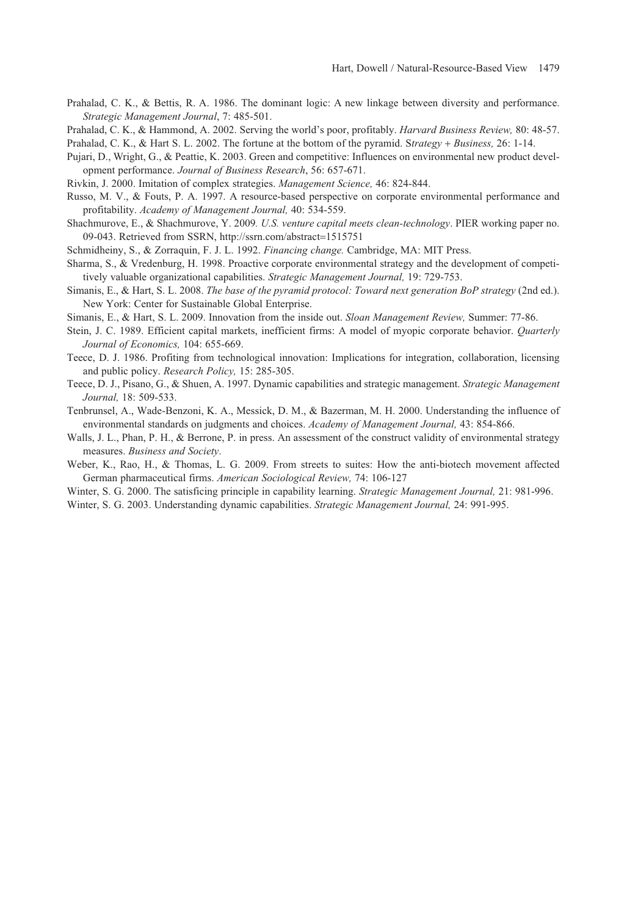Prahalad, C. K., & Bettis, R. A. 1986. The dominant logic: A new linkage between diversity and performance. *Strategic Management Journal*, 7: 485-501.

Prahalad, C. K., & Hammond, A. 2002. Serving the world's poor, profitably. *Harvard Business Review,* 80: 48-57.

Prahalad, C. K., & Hart S. L. 2002. The fortune at the bottom of the pyramid. S*trategy + Business,* 26: 1-14.

Pujari, D., Wright, G., & Peattie, K. 2003. Green and competitive: Influences on environmental new product development performance. *Journal of Business Research*, 56: 657-671.

Rivkin, J. 2000. Imitation of complex strategies. *Management Science,* 46: 824-844.

Russo, M. V., & Fouts, P. A. 1997. A resource-based perspective on corporate environmental performance and profitability. *Academy of Management Journal,* 40: 534-559.

Shachmurove, E., & Shachmurove, Y. 2009*. U.S. venture capital meets clean-technology*. PIER working paper no. 09-043. Retrieved from SSRN, http://ssrn.com/abstract=1515751

Schmidheiny, S., & Zorraquin, F. J. L. 1992. *Financing change.* Cambridge, MA: MIT Press.

Sharma, S., & Vredenburg, H. 1998. Proactive corporate environmental strategy and the development of competitively valuable organizational capabilities. *Strategic Management Journal,* 19: 729-753.

Simanis, E., & Hart, S. L. 2008. *The base of the pyramid protocol: Toward next generation BoP strategy* (2nd ed.). New York: Center for Sustainable Global Enterprise.

Simanis, E., & Hart, S. L. 2009. Innovation from the inside out. *Sloan Management Review,* Summer: 77-86.

Stein, J. C. 1989. Efficient capital markets, inefficient firms: A model of myopic corporate behavior. *Quarterly Journal of Economics,* 104: 655-669.

Teece, D. J. 1986. Profiting from technological innovation: Implications for integration, collaboration, licensing and public policy. *Research Policy,* 15: 285-305.

Teece, D. J., Pisano, G., & Shuen, A. 1997. Dynamic capabilities and strategic management. *Strategic Management Journal,* 18: 509-533.

Tenbrunsel, A., Wade-Benzoni, K. A., Messick, D. M., & Bazerman, M. H. 2000. Understanding the influence of environmental standards on judgments and choices. *Academy of Management Journal,* 43: 854-866.

Walls, J. L., Phan, P. H., & Berrone, P. in press. An assessment of the construct validity of environmental strategy measures. *Business and Society*.

Weber, K., Rao, H., & Thomas, L. G. 2009. From streets to suites: How the anti-biotech movement affected German pharmaceutical firms. *American Sociological Review,* 74: 106-127

Winter, S. G. 2000. The satisficing principle in capability learning. *Strategic Management Journal,* 21: 981-996.

Winter, S. G. 2003. Understanding dynamic capabilities. *Strategic Management Journal,* 24: 991-995.